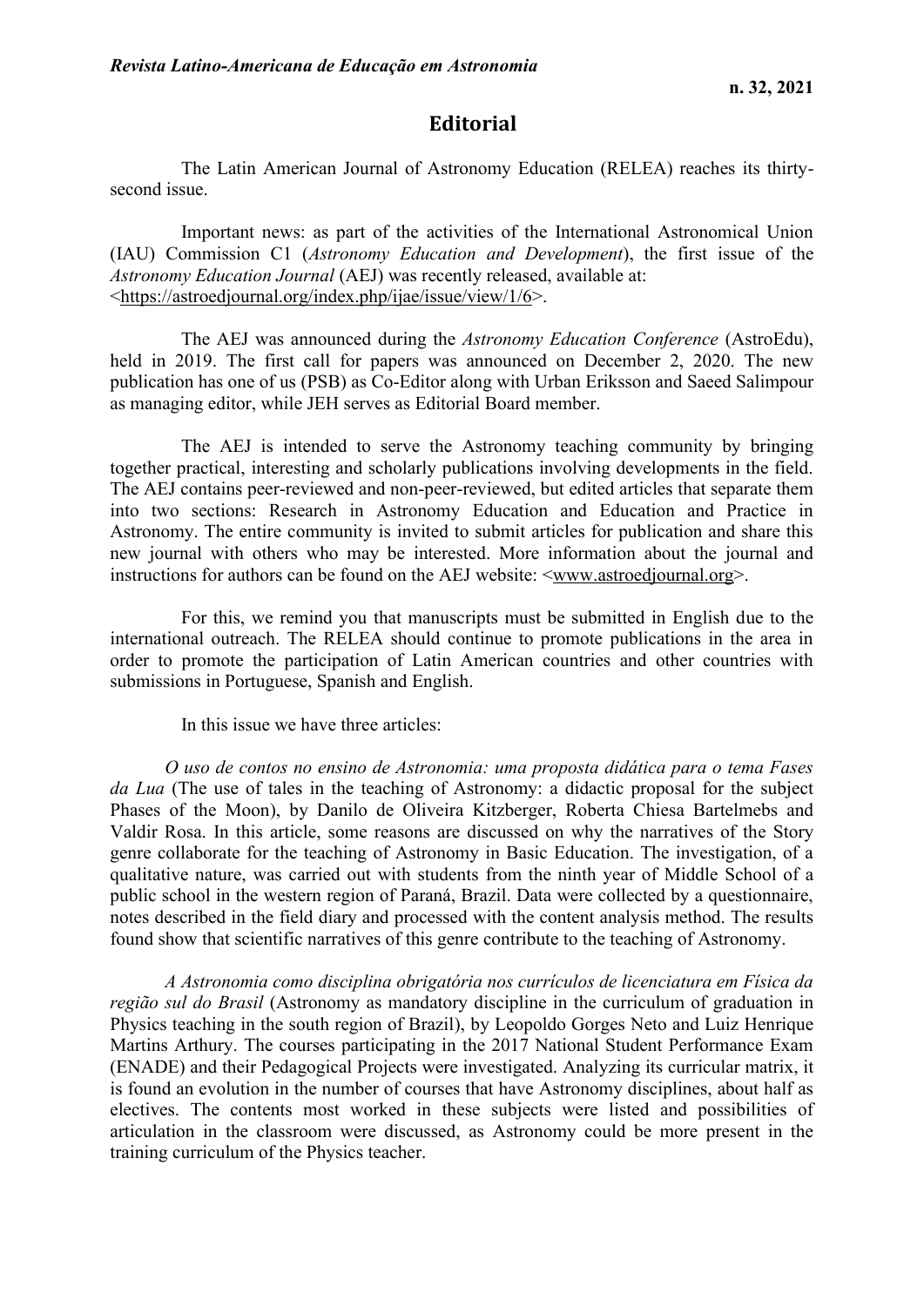# Editorial

The Latin American Journal of Astronomy Education (RELEA) reaches its thirty-second issue.

Important news: as part of the activities of the International Astronomical Union (IAU) Commission C1 (*Astronomy Education and Development*), the first issue of the *Astronomy Education Journal* (AEJ) was recently released, available at: <https://astroedjournal.org/index.php/ijae/issue/view/1/6>.

The AEJ was announced during the *Astronomy Education Conference* (AstroEdu), held in 2019. The first call for papers was announced on December 2, 2020. The new publication has one of us (PSB) as Co-Editor along with Urban Eriksson and Saeed Salimpour as managing editor, while JEH serves as Editorial Board member.

The AEJ is intended to serve the Astronomy teaching community by bringing together practical, interesting and scholarly publications involving developments in the field. The AEJ contains peer-reviewed and non-peer-reviewed, but edited articles that separate them into two sections: Research in Astronomy Education and Education and Practice in Astronomy. The entire community is invited to submit articles for publication and share this new journal with others who may be interested. More information about the journal and instructions for authors can be found on the AEJ website: <www.astroedjournal.org>.

For this, we remind you that manuscripts must be submitted in English due to the international outreach. The RELEA should continue to promote publications in the area in order to promote the participation of Latin American countries and other countries with submissions in Portuguese, Spanish and English.

In this issue we have three articles:

*O uso de contos no ensino de Astronomia: uma proposta didática para o tema Fases da Lua* (The use of tales in the teaching of Astronomy: a didactic proposal for the subject Phases of the Moon), by Danilo de Oliveira Kitzberger, Roberta Chiesa Bartelmebs and Valdir Rosa. In this article, some reasons are discussed on why the narratives of the Story genre collaborate for the teaching of Astronomy in Basic Education. The investigation, of a qualitative nature, was carried out with students from the ninth year of Middle School of a public school in the western region of Paraná, Brazil. Data were collected by a questionnaire, notes described in the field diary and processed with the content analysis method. The results found show that scientific narratives of this genre contribute to the teaching of Astronomy.

*A Astronomia como disciplina obrigatória nos currículos de licenciatura em Física da região sul do Brasil* (Astronomy as mandatory discipline in the curriculum of graduation in Physics teaching in the south region of Brazil), by Leopoldo Gorges Neto and Luiz Henrique Martins Arthury. The courses participating in the 2017 National Student Performance Exam (ENADE) and their Pedagogical Projects were investigated. Analyzing its curricular matrix, it is found an evolution in the number of courses that have Astronomy disciplines, about half as electives. The contents most worked in these subjects were listed and possibilities of articulation in the classroom were discussed, as Astronomy could be more present in the training curriculum of the Physics teacher.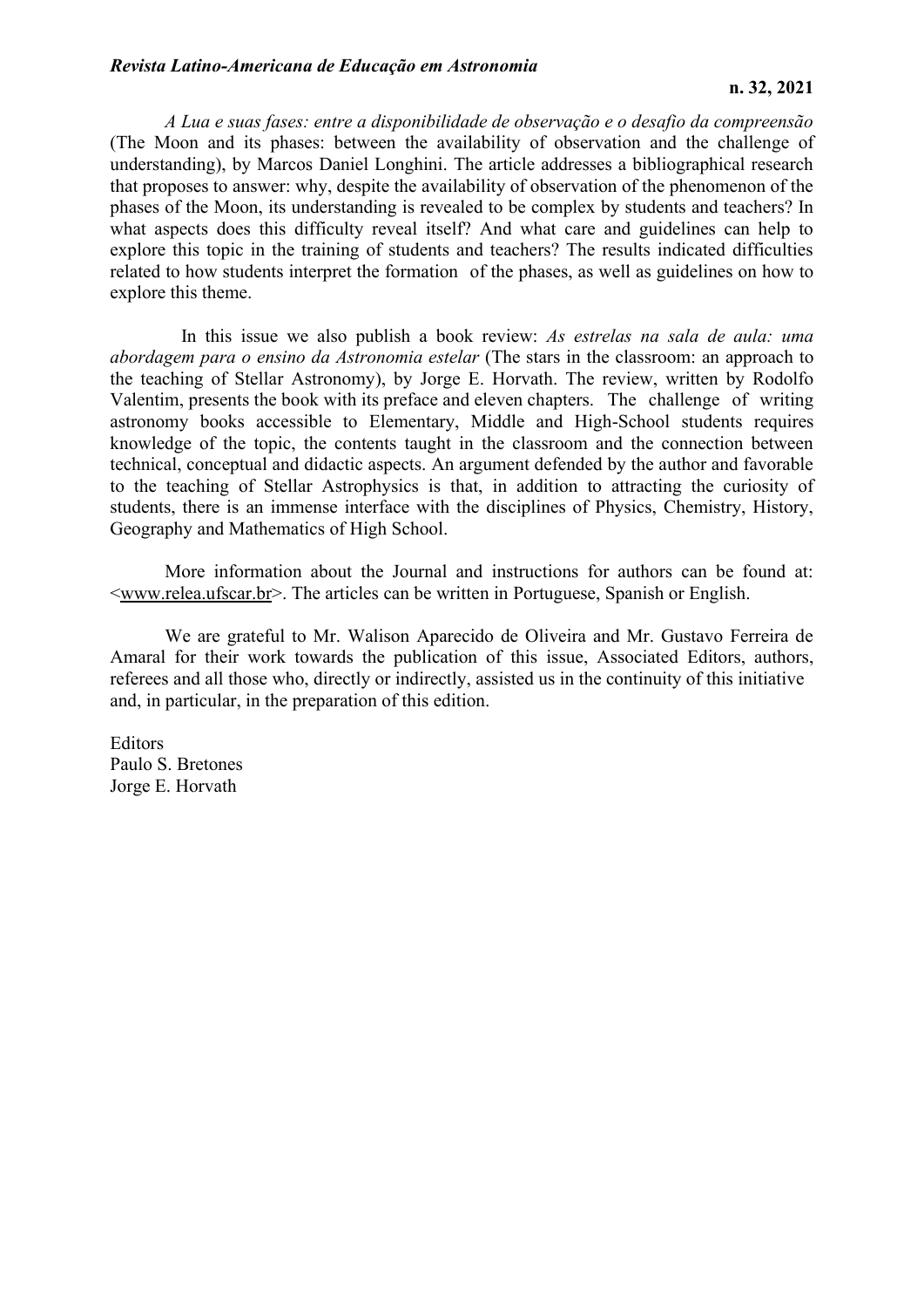*A Lua e suas fases: entre a disponibilidade de observação e o desafio da compreensão* (The Moon and its phases: between the availability of observation and the challenge of understanding), by Marcos Daniel Longhini. The article addresses a bibliographical research that proposes to answer: why, despite the availability of observation of the phenomenon of the phases of the Moon, its understanding is revealed to be complex by students and teachers? In what aspects does this difficulty reveal itself? And what care and guidelines can help to explore this topic in the training of students and teachers? The results indicated difficulties related to how students interpret the formation of the phases, as well as guidelines on how to explore this theme.

In this issue we also publish a book review: *As estrelas na sala de aula: uma abordagem para o ensino da Astronomia estelar* (The stars in the classroom: an approach to the teaching of Stellar Astronomy), by Jorge E. Horvath. The review, written by Rodolfo Valentim, presents the book with its preface and eleven chapters. The challenge of writing astronomy books accessible to Elementary, Middle and High-School students requires knowledge of the topic, the contents taught in the classroom and the connection between technical, conceptual and didactic aspects. An argument defended by the author and favorable to the teaching of Stellar Astrophysics is that, in addition to attracting the curiosity of students, there is an immense interface with the disciplines of Physics, Chemistry, History, Geography and Mathematics of High School.

More information about the Journal and instructions for authors can be found at: <www.relea.ufscar.br>. The articles can be written in Portuguese, Spanish or English.

We are grateful to Mr. Walison Aparecido de Oliveira and Mr. Gustavo Ferreira de Amaral for their work towards the publication of this issue, Associated Editors, authors, referees and all those who, directly or indirectly, assisted us in the continuity of this initiative and, in particular, in the preparation of this edition.

Editors
Paulo S. Bretones
Jorge E. Horvath